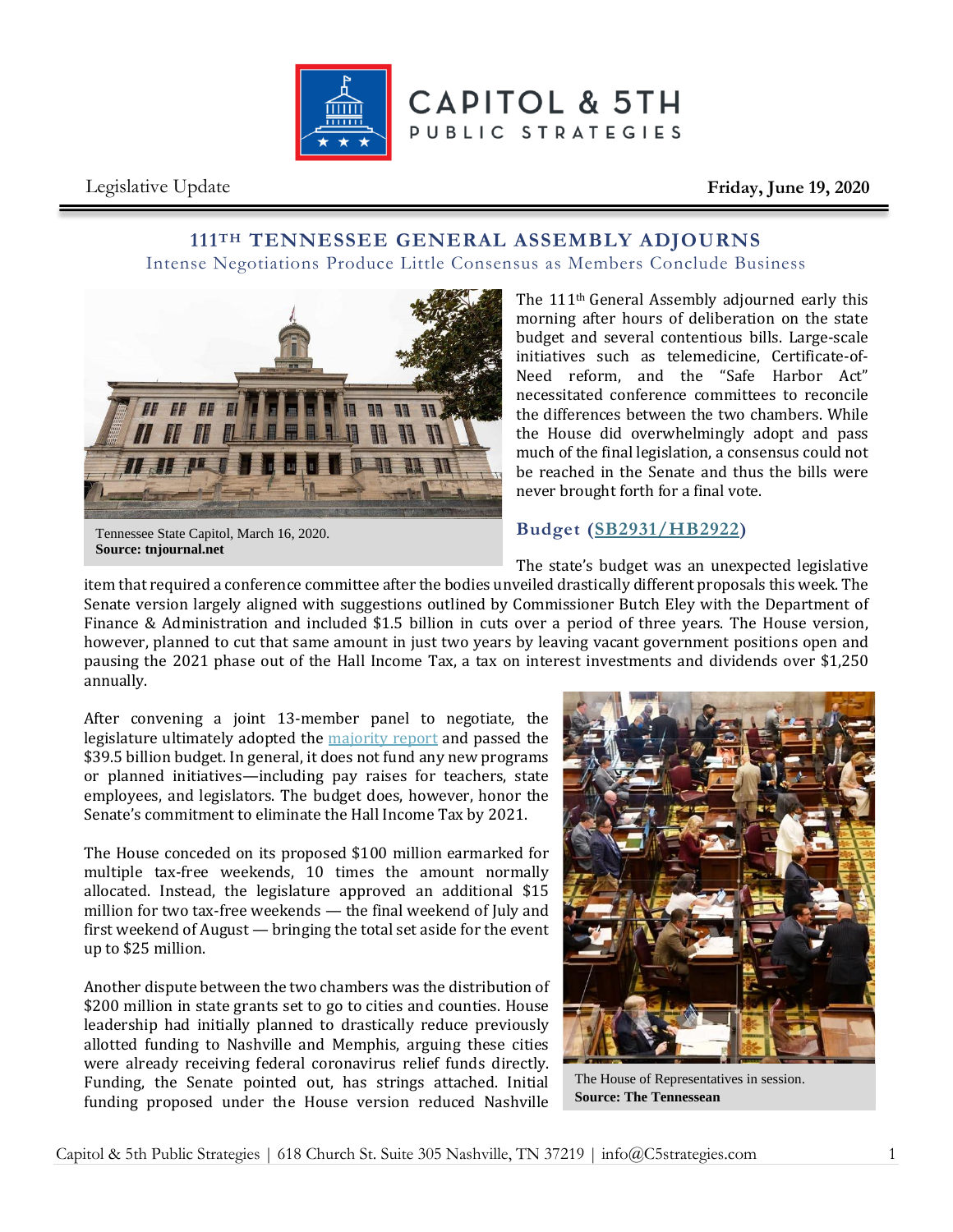# CAPITOL & 5TH PUBLIC STRATEGIES

Legislative Update

**Friday, June 19, 2020**

## 111TH TENNESSEE GENERAL ASSEMBLY ADJOURNS

Intense Negotiations Produce Little Consensus as Members Conclude Business

Tennessee State Capitol, March 16, 2020.
**Source: tnjournal.net**

The 111th General Assembly adjourned early this morning after hours of deliberation on the state budget and several contentious bills. Large-scale initiatives such as telemedicine, Certificate-of-Need reform, and the "Safe Harbor Act" necessitated conference committees to reconcile the differences between the two chambers. While the House did overwhelmingly adopt and pass much of the final legislation, a consensus could not be reached in the Senate and thus the bills were never brought forth for a final vote.

### Budget (SB2931/HB2922)

The state's budget was an unexpected legislative item that required a conference committee after the bodies unveiled drastically different proposals this week. The Senate version largely aligned with suggestions outlined by Commissioner Butch Eley with the Department of Finance & Administration and included $1.5 billion in cuts over a period of three years. The House version, however, planned to cut that same amount in just two years by leaving vacant government positions open and pausing the 2021 phase out of the Hall Income Tax, a tax on interest investments and dividends over $1,250 annually.

After convening a joint 13-member panel to negotiate, the legislature ultimately adopted the majority report and passed the $39.5 billion budget. In general, it does not fund any new programs or planned initiatives—including pay raises for teachers, state employees, and legislators. The budget does, however, honor the Senate's commitment to eliminate the Hall Income Tax by 2021.

The House conceded on its proposed $100 million earmarked for multiple tax-free weekends, 10 times the amount normally allocated. Instead, the legislature approved an additional $15 million for two tax-free weekends — the final weekend of July and first weekend of August — bringing the total set aside for the event up to $25 million.

Another dispute between the two chambers was the distribution of $200 million in state grants set to go to cities and counties. House leadership had initially planned to drastically reduce previously allotted funding to Nashville and Memphis, arguing these cities were already receiving federal coronavirus relief funds directly. Funding, the Senate pointed out, has strings attached. Initial funding proposed under the House version reduced Nashville

The House of Representatives in session.
**Source: The Tennessean**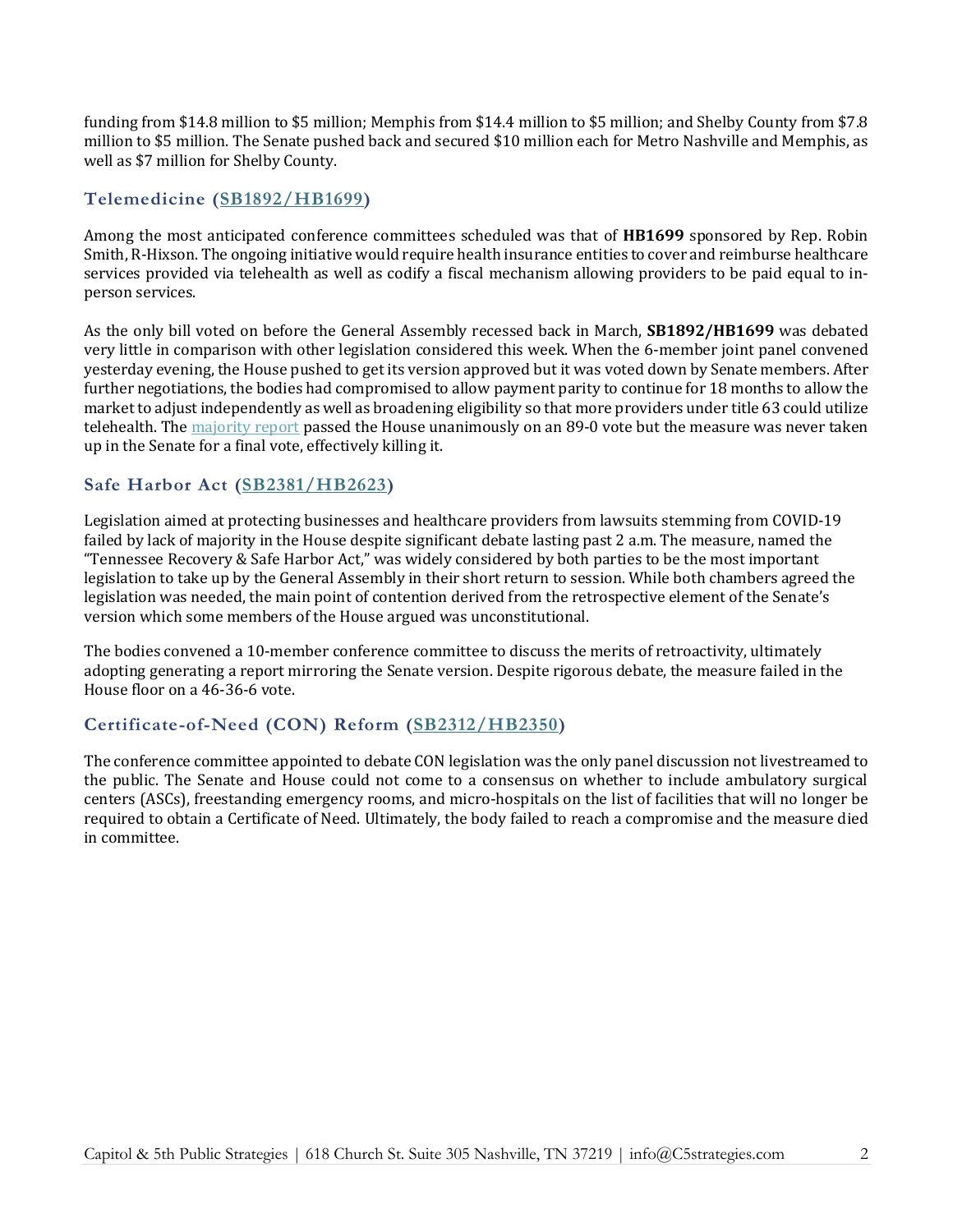funding from $14.8 million to $5 million; Memphis from $14.4 million to $5 million; and Shelby County from $7.8 million to $5 million. The Senate pushed back and secured $10 million each for Metro Nashville and Memphis, as well as $7 million for Shelby County.

### Telemedicine (SB1892/HB1699)

Among the most anticipated conference committees scheduled was that of **HB1699** sponsored by Rep. Robin Smith, R-Hixson. The ongoing initiative would require health insurance entities to cover and reimburse healthcare services provided via telehealth as well as codify a fiscal mechanism allowing providers to be paid equal to in-person services.

As the only bill voted on before the General Assembly recessed back in March, **SB1892/HB1699** was debated very little in comparison with other legislation considered this week. When the 6-member joint panel convened yesterday evening, the House pushed to get its version approved but it was voted down by Senate members. After further negotiations, the bodies had compromised to allow payment parity to continue for 18 months to allow the market to adjust independently as well as broadening eligibility so that more providers under title 63 could utilize telehealth. The majority report passed the House unanimously on an 89-0 vote but the measure was never taken up in the Senate for a final vote, effectively killing it.

### Safe Harbor Act (SB2381/HB2623)

Legislation aimed at protecting businesses and healthcare providers from lawsuits stemming from COVID-19 failed by lack of majority in the House despite significant debate lasting past 2 a.m. The measure, named the "Tennessee Recovery & Safe Harbor Act," was widely considered by both parties to be the most important legislation to take up by the General Assembly in their short return to session. While both chambers agreed the legislation was needed, the main point of contention derived from the retrospective element of the Senate's version which some members of the House argued was unconstitutional.

The bodies convened a 10-member conference committee to discuss the merits of retroactivity, ultimately adopting generating a report mirroring the Senate version. Despite rigorous debate, the measure failed in the House floor on a 46-36-6 vote.

### Certificate-of-Need (CON) Reform (SB2312/HB2350)

The conference committee appointed to debate CON legislation was the only panel discussion not livestreamed to the public. The Senate and House could not come to a consensus on whether to include ambulatory surgical centers (ASCs), freestanding emergency rooms, and micro-hospitals on the list of facilities that will no longer be required to obtain a Certificate of Need. Ultimately, the body failed to reach a compromise and the measure died in committee.